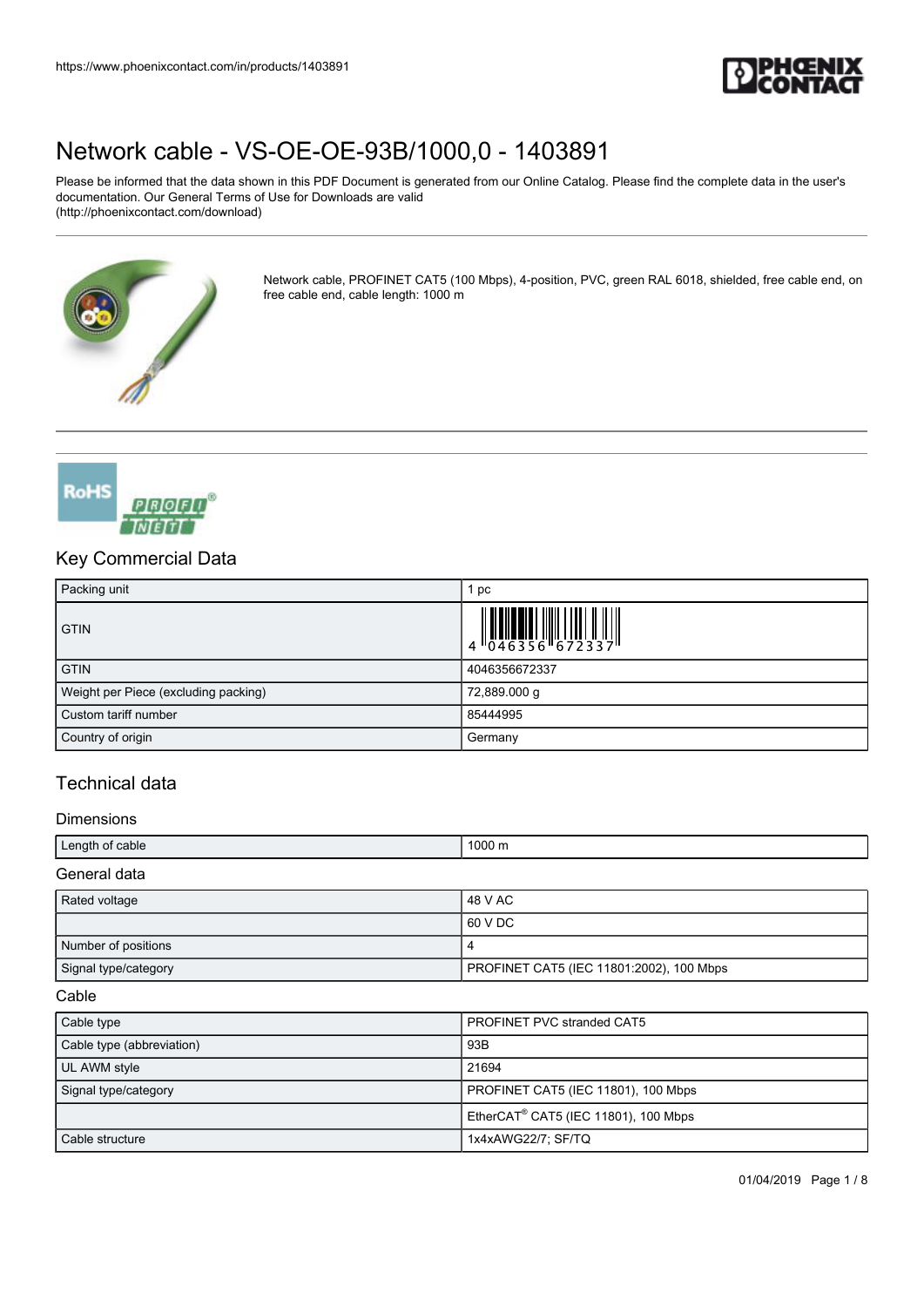# Network cable - VS-OE-OE-93B/1000,0 - 1403891

Please be informed that the data shown in this PDF Document is generated from our Online Catalog. Please find the complete data in the user's documentation. Our General Terms of Use for Downloads are valid (http://phoenixcontact.com/download)

Network cable, PROFINET CAT5 (100 Mbps), 4-position, PVC, green RAL 6018, shielded, free cable end, on free cable end, cable length: 1000 m

## Key Commercial Data

| | |
|---|---|
| Packing unit | 1 pc |
| GTIN | 4 046356 672337 |
| GTIN | 4046356672337 |
| Weight per Piece (excluding packing) | 72,889.000 g |
| Custom tariff number | 85444995 |
| Country of origin | Germany |

## Technical data

### Dimensions

| | |
|---|---|
| Length of cable | 1000 m |

### General data

| | |
|---|---|
| Rated voltage | 48 V AC |
| | 60 V DC |
| Number of positions | 4 |
| Signal type/category | PROFINET CAT5 (IEC 11801:2002), 100 Mbps |

### Cable

| | |
|---|---|
| Cable type | PROFINET PVC stranded CAT5 |
| Cable type (abbreviation) | 93B |
| UL AWM style | 21694 |
| Signal type/category | PROFINET CAT5 (IEC 11801), 100 Mbps |
| | EtherCAT® CAT5 (IEC 11801), 100 Mbps |
| Cable structure | 1x4xAWG22/7; SF/TQ |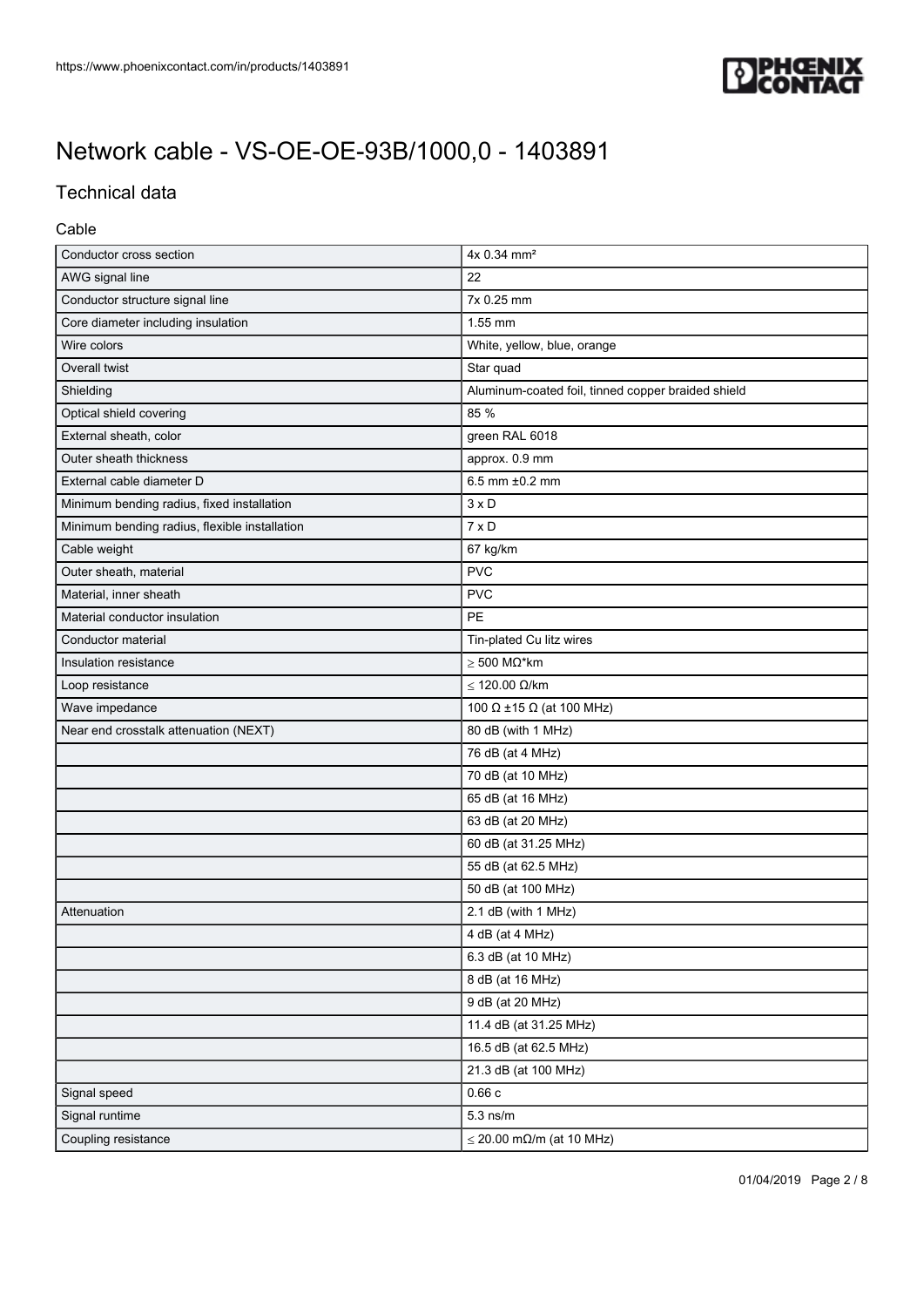# Network cable - VS-OE-OE-93B/1000,0 - 1403891

## Technical data

### Cable

| | |
|---|---|
| Conductor cross section | 4x 0.34 mm² |
| AWG signal line | 22 |
| Conductor structure signal line | 7x 0.25 mm |
| Core diameter including insulation | 1.55 mm |
| Wire colors | White, yellow, blue, orange |
| Overall twist | Star quad |
| Shielding | Aluminum-coated foil, tinned copper braided shield |
| Optical shield covering | 85 % |
| External sheath, color | green RAL 6018 |
| Outer sheath thickness | approx. 0.9 mm |
| External cable diameter D | 6.5 mm ±0.2 mm |
| Minimum bending radius, fixed installation | 3 x D |
| Minimum bending radius, flexible installation | 7 x D |
| Cable weight | 67 kg/km |
| Outer sheath, material | PVC |
| Material, inner sheath | PVC |
| Material conductor insulation | PE |
| Conductor material | Tin-plated Cu litz wires |
| Insulation resistance | ≥ 500 MΩ*km |
| Loop resistance | ≤ 120.00 Ω/km |
| Wave impedance | 100 Ω ±15 Ω (at 100 MHz) |
| Near end crosstalk attenuation (NEXT) | 80 dB (with 1 MHz) |
| | 76 dB (at 4 MHz) |
| | 70 dB (at 10 MHz) |
| | 65 dB (at 16 MHz) |
| | 63 dB (at 20 MHz) |
| | 60 dB (at 31.25 MHz) |
| | 55 dB (at 62.5 MHz) |
| | 50 dB (at 100 MHz) |
| Attenuation | 2.1 dB (with 1 MHz) |
| | 4 dB (at 4 MHz) |
| | 6.3 dB (at 10 MHz) |
| | 8 dB (at 16 MHz) |
| | 9 dB (at 20 MHz) |
| | 11.4 dB (at 31.25 MHz) |
| | 16.5 dB (at 62.5 MHz) |
| | 21.3 dB (at 100 MHz) |
| Signal speed | 0.66 c |
| Signal runtime | 5.3 ns/m |
| Coupling resistance | ≤ 20.00 mΩ/m (at 10 MHz) |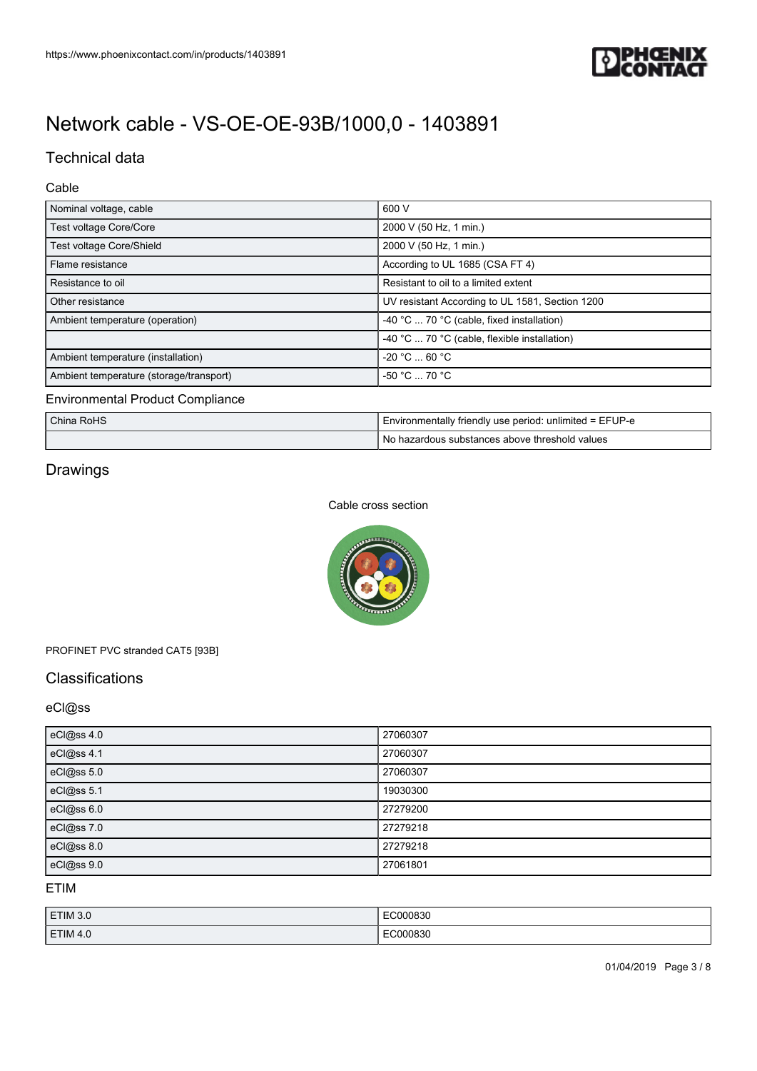# Network cable - VS-OE-OE-93B/1000,0 - 1403891

## Technical data

### Cable

| | |
|---|---|
| Nominal voltage, cable | 600 V |
| Test voltage Core/Core | 2000 V (50 Hz, 1 min.) |
| Test voltage Core/Shield | 2000 V (50 Hz, 1 min.) |
| Flame resistance | According to UL 1685 (CSA FT 4) |
| Resistance to oil | Resistant to oil to a limited extent |
| Other resistance | UV resistant According to UL 1581, Section 1200 |
| Ambient temperature (operation) | -40 °C ... 70 °C (cable, fixed installation) |
| | -40 °C ... 70 °C (cable, flexible installation) |
| Ambient temperature (installation) | -20 °C ... 60 °C |
| Ambient temperature (storage/transport) | -50 °C ... 70 °C |

### Environmental Product Compliance

| | |
|---|---|
| China RoHS | Environmentally friendly use period: unlimited = EFUP-e |
| | No hazardous substances above threshold values |

## Drawings

Cable cross section

PROFINET PVC stranded CAT5 [93B]

## Classifications

### eCl@ss

| | |
|---|---|
| eCl@ss 4.0 | 27060307 |
| eCl@ss 4.1 | 27060307 |
| eCl@ss 5.0 | 27060307 |
| eCl@ss 5.1 | 19030300 |
| eCl@ss 6.0 | 27279200 |
| eCl@ss 7.0 | 27279218 |
| eCl@ss 8.0 | 27279218 |
| eCl@ss 9.0 | 27061801 |

### ETIM

| | |
|---|---|
| ETIM 3.0 | EC000830 |
| ETIM 4.0 | EC000830 |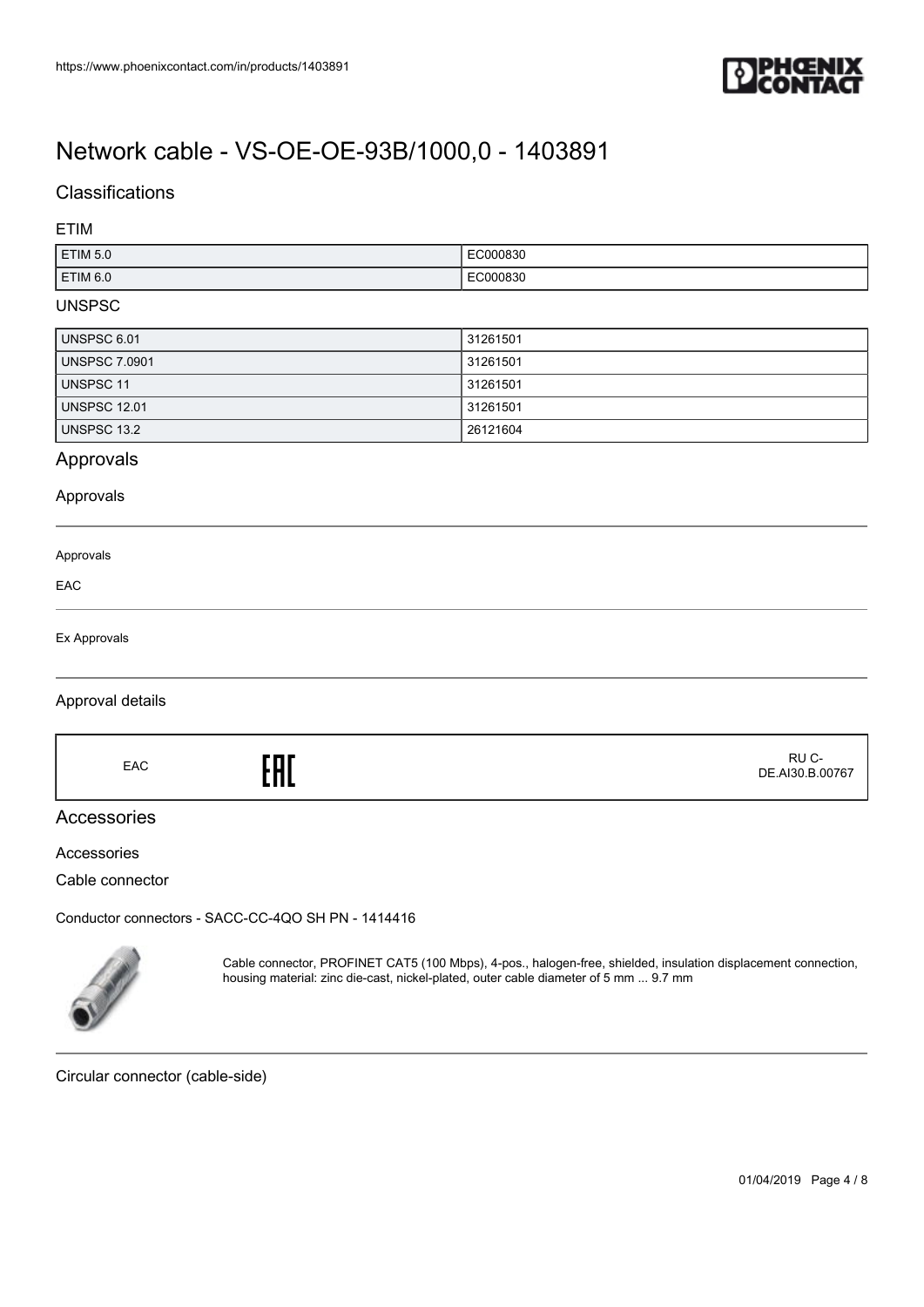# Network cable - VS-OE-OE-93B/1000,0 - 1403891

## Classifications

### ETIM

| | |
|---|---|
| ETIM 5.0 | EC000830 |
| ETIM 6.0 | EC000830 |

### UNSPSC

| | |
|---|---|
| UNSPSC 6.01 | 31261501 |
| UNSPSC 7.0901 | 31261501 |
| UNSPSC 11 | 31261501 |
| UNSPSC 12.01 | 31261501 |
| UNSPSC 13.2 | 26121604 |

## Approvals

### Approvals

Approvals

EAC

Ex Approvals

### Approval details

| | | |
|---|---|---|
| EAC | EAC | RU C-DE.AI30.B.00767 |

## Accessories

### Accessories

Cable connector

Conductor connectors - SACC-CC-4QO SH PN - 1414416

Cable connector, PROFINET CAT5 (100 Mbps), 4-pos., halogen-free, shielded, insulation displacement connection, housing material: zinc die-cast, nickel-plated, outer cable diameter of 5 mm ... 9.7 mm

Circular connector (cable-side)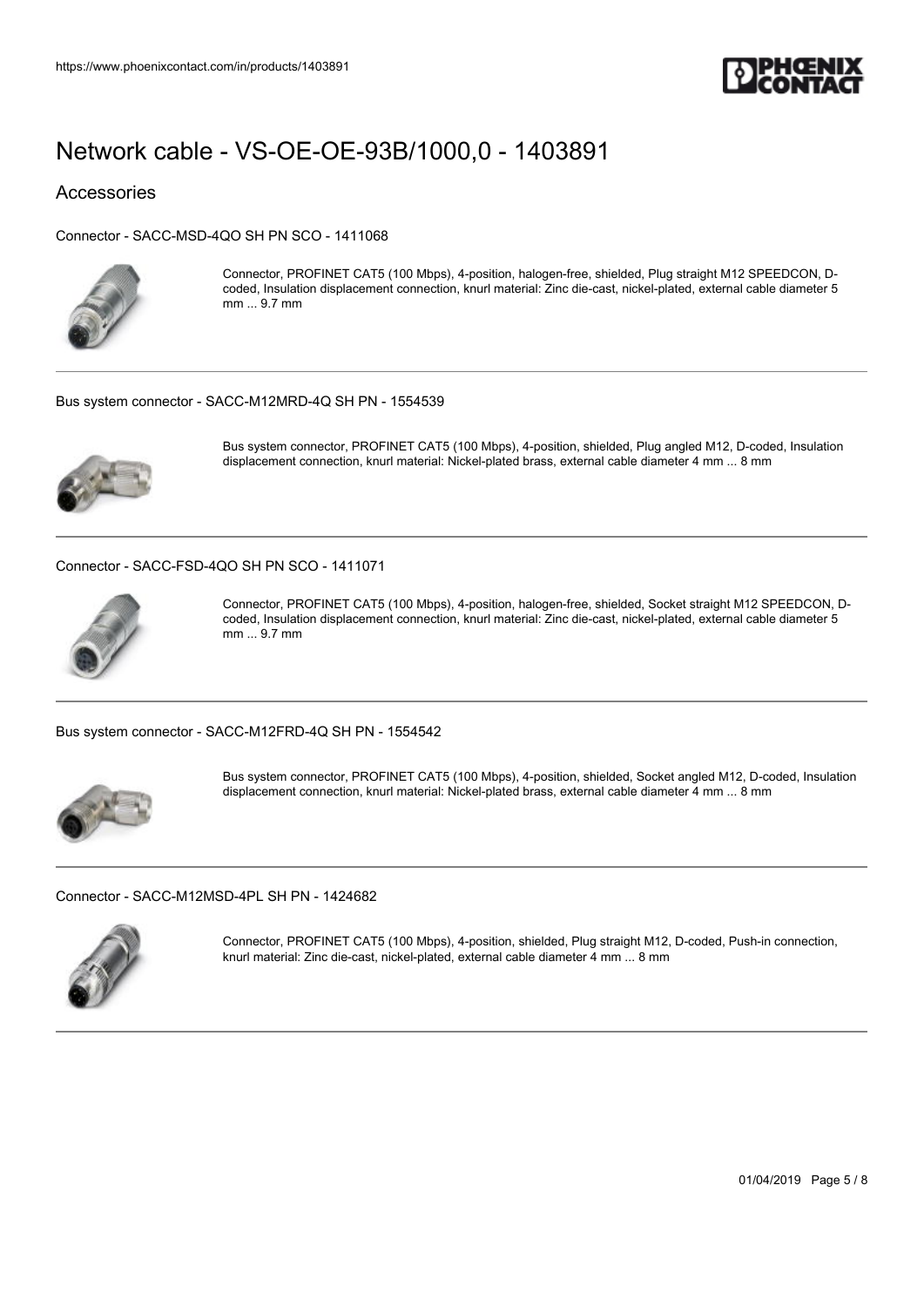# Network cable - VS-OE-OE-93B/1000,0 - 1403891

## Accessories

Connector - SACC-MSD-4QO SH PN SCO - 1411068

Connector, PROFINET CAT5 (100 Mbps), 4-position, halogen-free, shielded, Plug straight M12 SPEEDCON, D-coded, Insulation displacement connection, knurl material: Zinc die-cast, nickel-plated, external cable diameter 5 mm ... 9.7 mm

---

Bus system connector - SACC-M12MRD-4Q SH PN - 1554539

Bus system connector, PROFINET CAT5 (100 Mbps), 4-position, shielded, Plug angled M12, D-coded, Insulation displacement connection, knurl material: Nickel-plated brass, external cable diameter 4 mm ... 8 mm

---

Connector - SACC-FSD-4QO SH PN SCO - 1411071

Connector, PROFINET CAT5 (100 Mbps), 4-position, halogen-free, shielded, Socket straight M12 SPEEDCON, D-coded, Insulation displacement connection, knurl material: Zinc die-cast, nickel-plated, external cable diameter 5 mm ... 9.7 mm

---

Bus system connector - SACC-M12FRD-4Q SH PN - 1554542

Bus system connector, PROFINET CAT5 (100 Mbps), 4-position, shielded, Socket angled M12, D-coded, Insulation displacement connection, knurl material: Nickel-plated brass, external cable diameter 4 mm ... 8 mm

---

Connector - SACC-M12MSD-4PL SH PN - 1424682

Connector, PROFINET CAT5 (100 Mbps), 4-position, shielded, Plug straight M12, D-coded, Push-in connection, knurl material: Zinc die-cast, nickel-plated, external cable diameter 4 mm ... 8 mm

---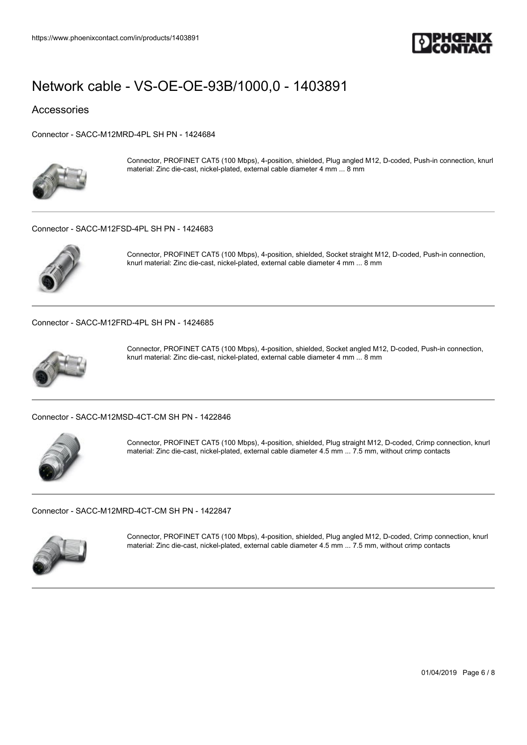# Network cable - VS-OE-OE-93B/1000,0 - 1403891

## Accessories

Connector - SACC-M12MRD-4PL SH PN - 1424684

Connector, PROFINET CAT5 (100 Mbps), 4-position, shielded, Plug angled M12, D-coded, Push-in connection, knurl material: Zinc die-cast, nickel-plated, external cable diameter 4 mm ... 8 mm

Connector - SACC-M12FSD-4PL SH PN - 1424683

Connector, PROFINET CAT5 (100 Mbps), 4-position, shielded, Socket straight M12, D-coded, Push-in connection, knurl material: Zinc die-cast, nickel-plated, external cable diameter 4 mm ... 8 mm

Connector - SACC-M12FRD-4PL SH PN - 1424685

Connector, PROFINET CAT5 (100 Mbps), 4-position, shielded, Socket angled M12, D-coded, Push-in connection, knurl material: Zinc die-cast, nickel-plated, external cable diameter 4 mm ... 8 mm

Connector - SACC-M12MSD-4CT-CM SH PN - 1422846

Connector, PROFINET CAT5 (100 Mbps), 4-position, shielded, Plug straight M12, D-coded, Crimp connection, knurl material: Zinc die-cast, nickel-plated, external cable diameter 4.5 mm ... 7.5 mm, without crimp contacts

Connector - SACC-M12MRD-4CT-CM SH PN - 1422847

Connector, PROFINET CAT5 (100 Mbps), 4-position, shielded, Plug angled M12, D-coded, Crimp connection, knurl material: Zinc die-cast, nickel-plated, external cable diameter 4.5 mm ... 7.5 mm, without crimp contacts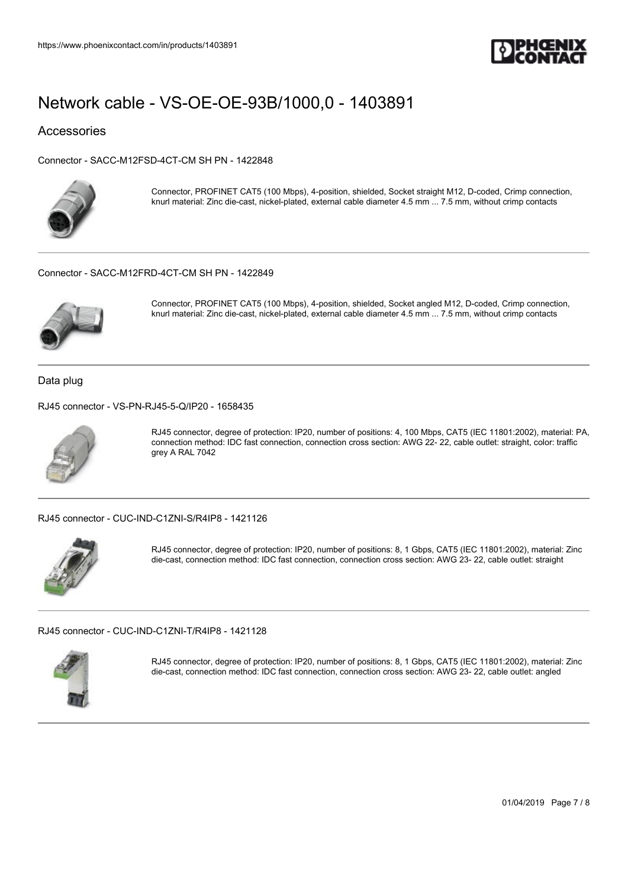# Network cable - VS-OE-OE-93B/1000,0 - 1403891

## Accessories

### Connector - SACC-M12FSD-4CT-CM SH PN - 1422848

Connector, PROFINET CAT5 (100 Mbps), 4-position, shielded, Socket straight M12, D-coded, Crimp connection, knurl material: Zinc die-cast, nickel-plated, external cable diameter 4.5 mm ... 7.5 mm, without crimp contacts

---

### Connector - SACC-M12FRD-4CT-CM SH PN - 1422849

Connector, PROFINET CAT5 (100 Mbps), 4-position, shielded, Socket angled M12, D-coded, Crimp connection, knurl material: Zinc die-cast, nickel-plated, external cable diameter 4.5 mm ... 7.5 mm, without crimp contacts

---

## Data plug

### RJ45 connector - VS-PN-RJ45-5-Q/IP20 - 1658435

RJ45 connector, degree of protection: IP20, number of positions: 4, 100 Mbps, CAT5 (IEC 11801:2002), material: PA, connection method: IDC fast connection, connection cross section: AWG 22- 22, cable outlet: straight, color: traffic grey A RAL 7042

---

### RJ45 connector - CUC-IND-C1ZNI-S/R4IP8 - 1421126

RJ45 connector, degree of protection: IP20, number of positions: 8, 1 Gbps, CAT5 (IEC 11801:2002), material: Zinc die-cast, connection method: IDC fast connection, connection cross section: AWG 23- 22, cable outlet: straight

---

### RJ45 connector - CUC-IND-C1ZNI-T/R4IP8 - 1421128

RJ45 connector, degree of protection: IP20, number of positions: 8, 1 Gbps, CAT5 (IEC 11801:2002), material: Zinc die-cast, connection method: IDC fast connection, connection cross section: AWG 23- 22, cable outlet: angled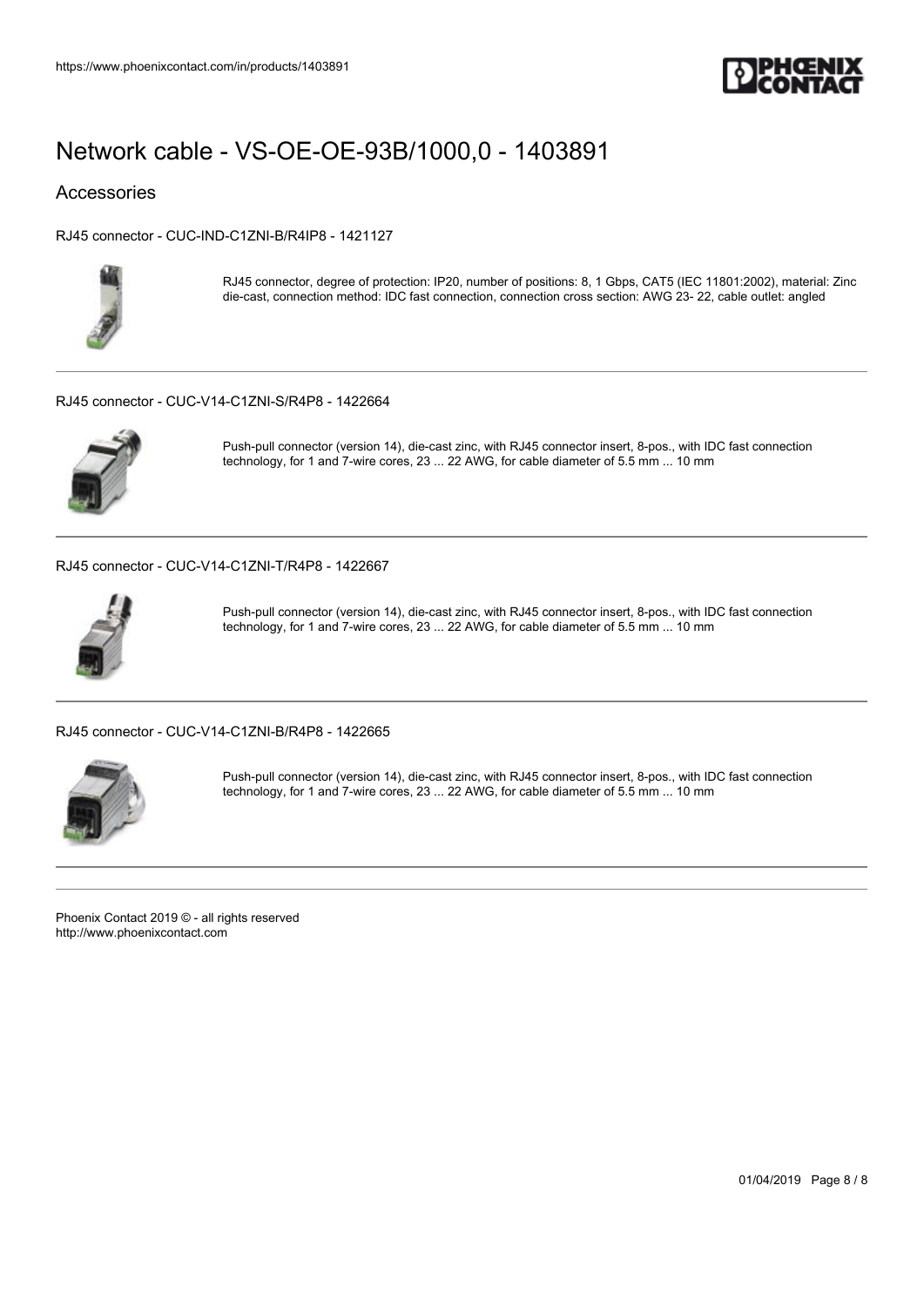# Network cable - VS-OE-OE-93B/1000,0 - 1403891

## Accessories

RJ45 connector - CUC-IND-C1ZNI-B/R4IP8 - 1421127

RJ45 connector, degree of protection: IP20, number of positions: 8, 1 Gbps, CAT5 (IEC 11801:2002), material: Zinc die-cast, connection method: IDC fast connection, connection cross section: AWG 23- 22, cable outlet: angled

RJ45 connector - CUC-V14-C1ZNI-S/R4P8 - 1422664

Push-pull connector (version 14), die-cast zinc, with RJ45 connector insert, 8-pos., with IDC fast connection technology, for 1 and 7-wire cores, 23 ... 22 AWG, for cable diameter of 5.5 mm ... 10 mm

RJ45 connector - CUC-V14-C1ZNI-T/R4P8 - 1422667

Push-pull connector (version 14), die-cast zinc, with RJ45 connector insert, 8-pos., with IDC fast connection technology, for 1 and 7-wire cores, 23 ... 22 AWG, for cable diameter of 5.5 mm ... 10 mm

RJ45 connector - CUC-V14-C1ZNI-B/R4P8 - 1422665

Push-pull connector (version 14), die-cast zinc, with RJ45 connector insert, 8-pos., with IDC fast connection technology, for 1 and 7-wire cores, 23 ... 22 AWG, for cable diameter of 5.5 mm ... 10 mm

Phoenix Contact 2019 © - all rights reserved
http://www.phoenixcontact.com